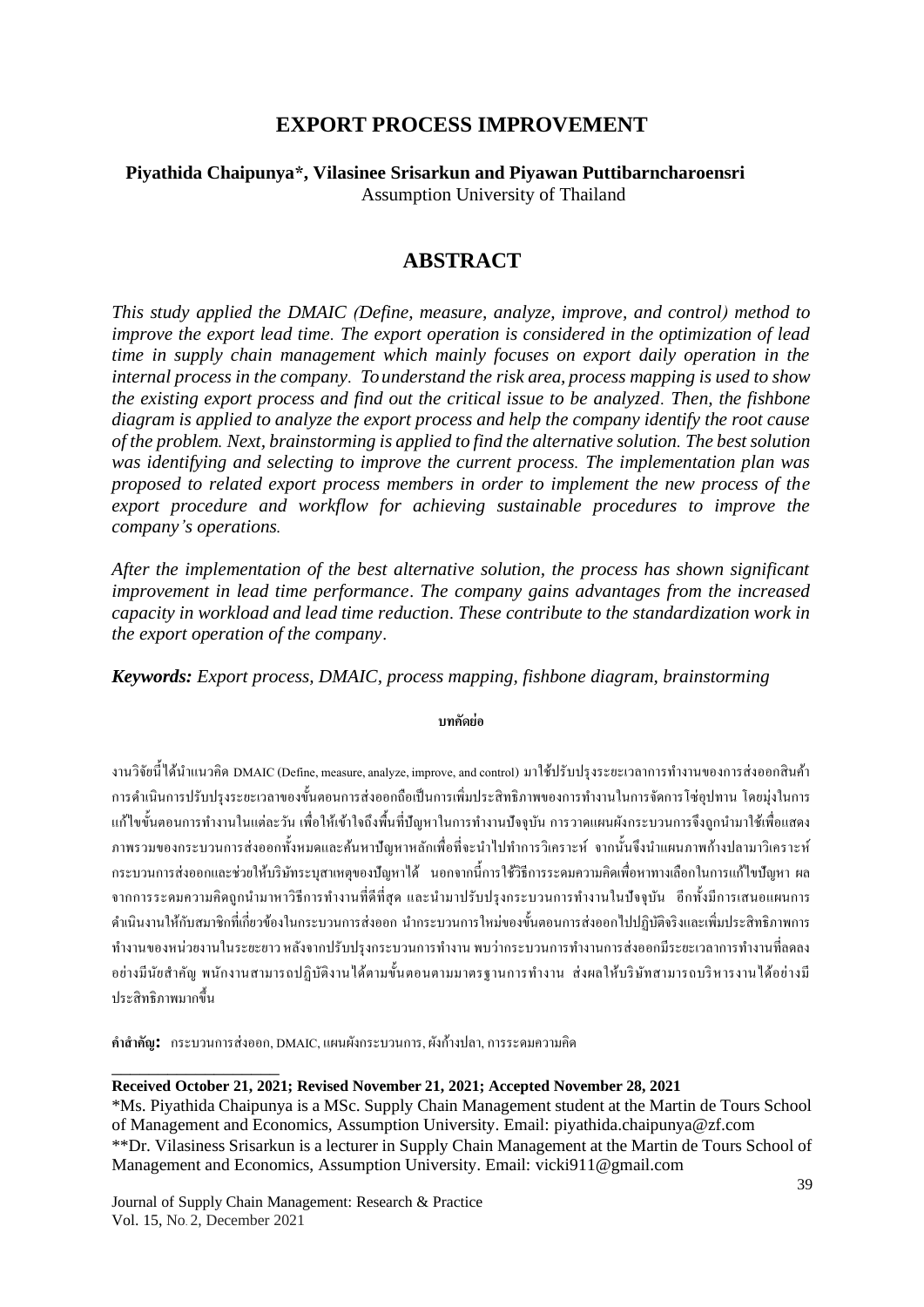# EXPORT PROCESS IMPROVEMENT

**Piyathida Chaipunya\*, Vilasinee Srisarkun and Piyawan Puttibarncharoensri**
Assumption University of Thailand

## ABSTRACT

*This study applied the DMAIC (Define, measure, analyze, improve, and control) method to improve the export lead time. The export operation is considered in the optimization of lead time in supply chain management which mainly focuses on export daily operation in the internal process in the company. To understand the risk area, process mapping is used to show the existing export process and find out the critical issue to be analyzed. Then, the fishbone diagram is applied to analyze the export process and help the company identify the root cause of the problem. Next, brainstorming is applied to find the alternative solution. The best solution was identifying and selecting to improve the current process. The implementation plan was proposed to related export process members in order to implement the new process of the export procedure and workflow for achieving sustainable procedures to improve the company's operations.*

*After the implementation of the best alternative solution, the process has shown significant improvement in lead time performance. The company gains advantages from the increased capacity in workload and lead time reduction. These contribute to the standardization work in the export operation of the company.*

***Keywords:*** *Export process, DMAIC, process mapping, fishbone diagram, brainstorming*

**บทคัดย่อ**

งานวิจัยนี้ได้นำแนวคิด DMAIC (Define, measure, analyze, improve, and control) มาใช้ปรับปรุงระยะเวลาการทำงานของการส่งออกสินค้า การดำเนินการปรับปรุงระยะเวลาของขั้นตอนการส่งออกถือเป็นการเพิ่มประสิทธิภาพของการทำงานในการจัดการโซ่อุปทาน โดยมุ่งในการแก้ไขขั้นตอนการทำงานในแต่ละวัน เพื่อให้เข้าใจถึงพื้นที่ปัญหาในการทำงานปัจจุบัน การวาดแผนผังกระบวนการจึงถูกนำมาใช้เพื่อแสดงภาพรวมของกระบวนการส่งออกทั้งหมดและค้นหาปัญหาหลักเพื่อที่จะนำไปทำการวิเคราะห์ จากนั้นจึงนำแผนภาพก้างปลามาวิเคราะห์กระบวนการส่งออกและช่วยให้บริษัทระบุสาเหตุของปัญหาได้ นอกจากนี้การใช้วิธีการระดมความคิดเพื่อหาทางเลือกในการแก้ไขปัญหา ผลจากการระดมความคิดถูกนำมาหาวิธีการทำงานที่ดีที่สุด และนำมาปรับปรุงกระบวนการทำงานในปัจจุบัน อีกทั้งมีการเสนอแผนการดำเนินงานให้กับสมาชิกที่เกี่ยวข้องในกระบวนการส่งออก นำกระบวนการใหม่ของขั้นตอนการส่งออกไปปฏิบัติจริงและเพิ่มประสิทธิภาพการทำงานของหน่วยงานในระยะยาว หลังจากปรับปรุงกระบวนการทำงาน พบว่ากระบวนการทำงานการส่งออกมีระยะเวลาการทำงานที่ลดลงอย่างมีนัยสำคัญ พนักงานสามารถปฏิบัติงานได้ตามขั้นตอนตามมาตรฐานการทำงาน ส่งผลให้บริษัทสามารถบริหารงานได้อย่างมีประสิทธิภาพมากขึ้น

**คำสำคัญ:** กระบวนการส่งออก, DMAIC, แผนผังกระบวนการ, ผังก้างปลา, การระดมความคิด

---

**Received October 21, 2021; Revised November 21, 2021; Accepted November 28, 2021**

*Ms. Piyathida Chaipunya is a MSc. Supply Chain Management student at the Martin de Tours School of Management and Economics, Assumption University. Email: piyathida.chaipunya@zf.com

**Dr. Vilasiness Srisarkun is a lecturer in Supply Chain Management at the Martin de Tours School of Management and Economics, Assumption University. Email: vicki911@gmail.com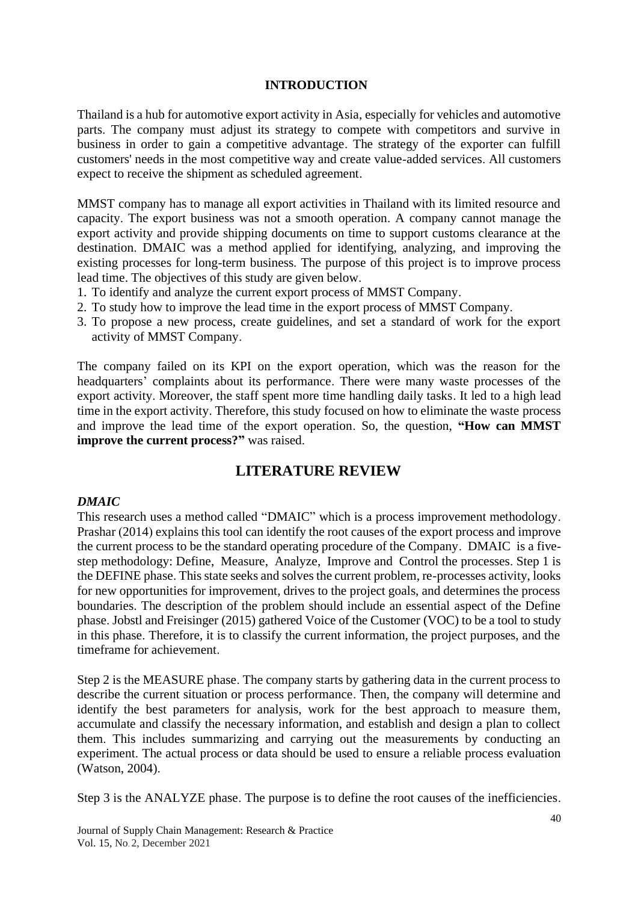## INTRODUCTION

Thailand is a hub for automotive export activity in Asia, especially for vehicles and automotive parts. The company must adjust its strategy to compete with competitors and survive in business in order to gain a competitive advantage. The strategy of the exporter can fulfill customers' needs in the most competitive way and create value-added services. All customers expect to receive the shipment as scheduled agreement.

MMST company has to manage all export activities in Thailand with its limited resource and capacity. The export business was not a smooth operation. A company cannot manage the export activity and provide shipping documents on time to support customs clearance at the destination. DMAIC was a method applied for identifying, analyzing, and improving the existing processes for long-term business. The purpose of this project is to improve process lead time. The objectives of this study are given below.

1. To identify and analyze the current export process of MMST Company.
2. To study how to improve the lead time in the export process of MMST Company.
3. To propose a new process, create guidelines, and set a standard of work for the export activity of MMST Company.

The company failed on its KPI on the export operation, which was the reason for the headquarters' complaints about its performance. There were many waste processes of the export activity. Moreover, the staff spent more time handling daily tasks. It led to a high lead time in the export activity. Therefore, this study focused on how to eliminate the waste process and improve the lead time of the export operation. So, the question, **"How can MMST improve the current process?"** was raised.

## LITERATURE REVIEW

### *DMAIC*

This research uses a method called "DMAIC" which is a process improvement methodology. Prashar (2014) explains this tool can identify the root causes of the export process and improve the current process to be the standard operating procedure of the Company. DMAIC is a five-step methodology: Define, Measure, Analyze, Improve and Control the processes. Step 1 is the DEFINE phase. This state seeks and solves the current problem, re-processes activity, looks for new opportunities for improvement, drives to the project goals, and determines the process boundaries. The description of the problem should include an essential aspect of the Define phase. Jobstl and Freisinger (2015) gathered Voice of the Customer (VOC) to be a tool to study in this phase. Therefore, it is to classify the current information, the project purposes, and the timeframe for achievement.

Step 2 is the MEASURE phase. The company starts by gathering data in the current process to describe the current situation or process performance. Then, the company will determine and identify the best parameters for analysis, work for the best approach to measure them, accumulate and classify the necessary information, and establish and design a plan to collect them. This includes summarizing and carrying out the measurements by conducting an experiment. The actual process or data should be used to ensure a reliable process evaluation (Watson, 2004).

Step 3 is the ANALYZE phase. The purpose is to define the root causes of the inefficiencies.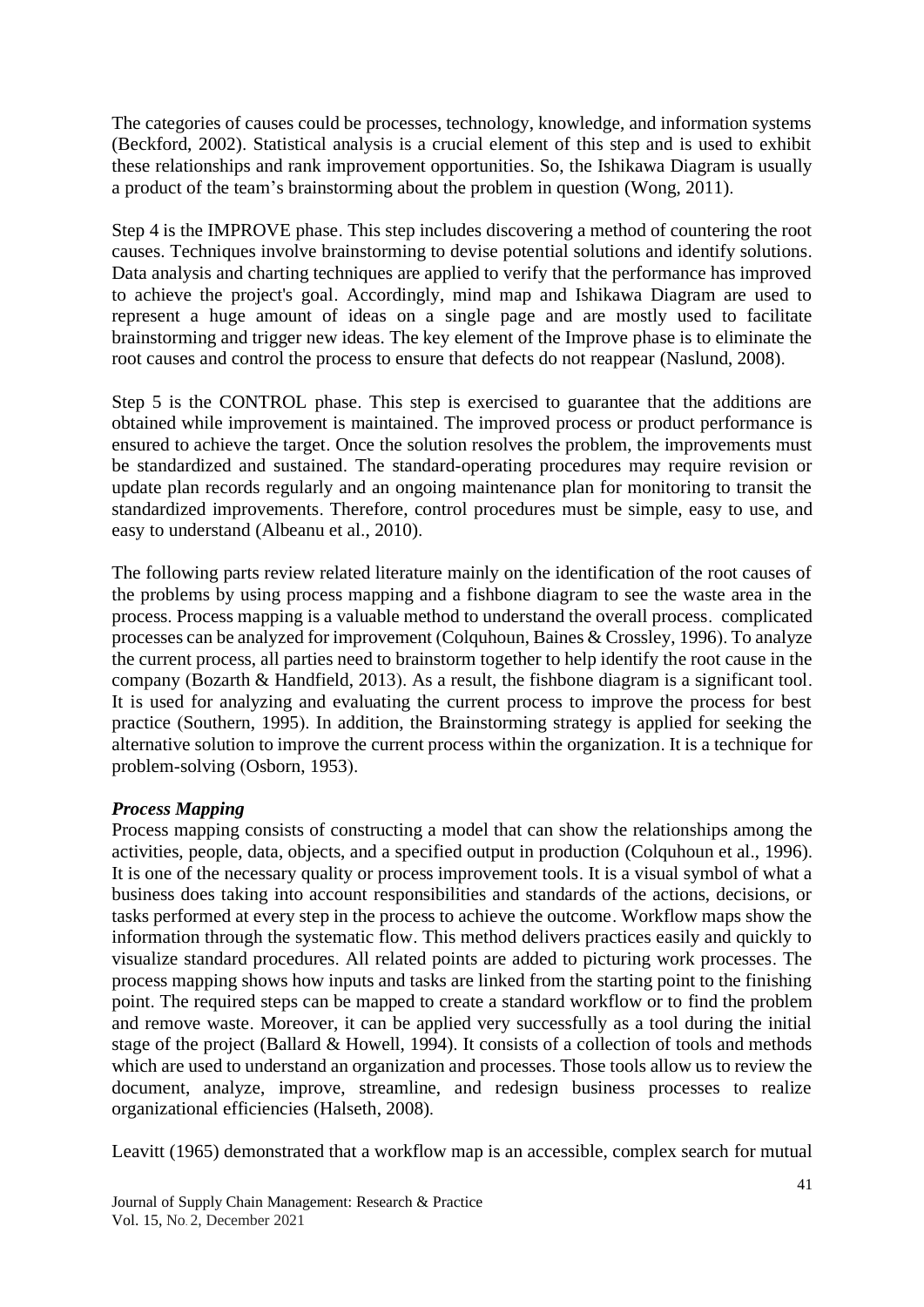The categories of causes could be processes, technology, knowledge, and information systems (Beckford, 2002). Statistical analysis is a crucial element of this step and is used to exhibit these relationships and rank improvement opportunities. So, the Ishikawa Diagram is usually a product of the team's brainstorming about the problem in question (Wong, 2011).

Step 4 is the IMPROVE phase. This step includes discovering a method of countering the root causes. Techniques involve brainstorming to devise potential solutions and identify solutions. Data analysis and charting techniques are applied to verify that the performance has improved to achieve the project's goal. Accordingly, mind map and Ishikawa Diagram are used to represent a huge amount of ideas on a single page and are mostly used to facilitate brainstorming and trigger new ideas. The key element of the Improve phase is to eliminate the root causes and control the process to ensure that defects do not reappear (Naslund, 2008).

Step 5 is the CONTROL phase. This step is exercised to guarantee that the additions are obtained while improvement is maintained. The improved process or product performance is ensured to achieve the target. Once the solution resolves the problem, the improvements must be standardized and sustained. The standard-operating procedures may require revision or update plan records regularly and an ongoing maintenance plan for monitoring to transit the standardized improvements. Therefore, control procedures must be simple, easy to use, and easy to understand (Albeanu et al., 2010).

The following parts review related literature mainly on the identification of the root causes of the problems by using process mapping and a fishbone diagram to see the waste area in the process. Process mapping is a valuable method to understand the overall process. complicated processes can be analyzed for improvement (Colquhoun, Baines & Crossley, 1996). To analyze the current process, all parties need to brainstorm together to help identify the root cause in the company (Bozarth & Handfield, 2013). As a result, the fishbone diagram is a significant tool. It is used for analyzing and evaluating the current process to improve the process for best practice (Southern, 1995). In addition, the Brainstorming strategy is applied for seeking the alternative solution to improve the current process within the organization. It is a technique for problem-solving (Osborn, 1953).

### *Process Mapping*

Process mapping consists of constructing a model that can show the relationships among the activities, people, data, objects, and a specified output in production (Colquhoun et al., 1996). It is one of the necessary quality or process improvement tools. It is a visual symbol of what a business does taking into account responsibilities and standards of the actions, decisions, or tasks performed at every step in the process to achieve the outcome. Workflow maps show the information through the systematic flow. This method delivers practices easily and quickly to visualize standard procedures. All related points are added to picturing work processes. The process mapping shows how inputs and tasks are linked from the starting point to the finishing point. The required steps can be mapped to create a standard workflow or to find the problem and remove waste. Moreover, it can be applied very successfully as a tool during the initial stage of the project (Ballard & Howell, 1994). It consists of a collection of tools and methods which are used to understand an organization and processes. Those tools allow us to review the document, analyze, improve, streamline, and redesign business processes to realize organizational efficiencies (Halseth, 2008).

Leavitt (1965) demonstrated that a workflow map is an accessible, complex search for mutual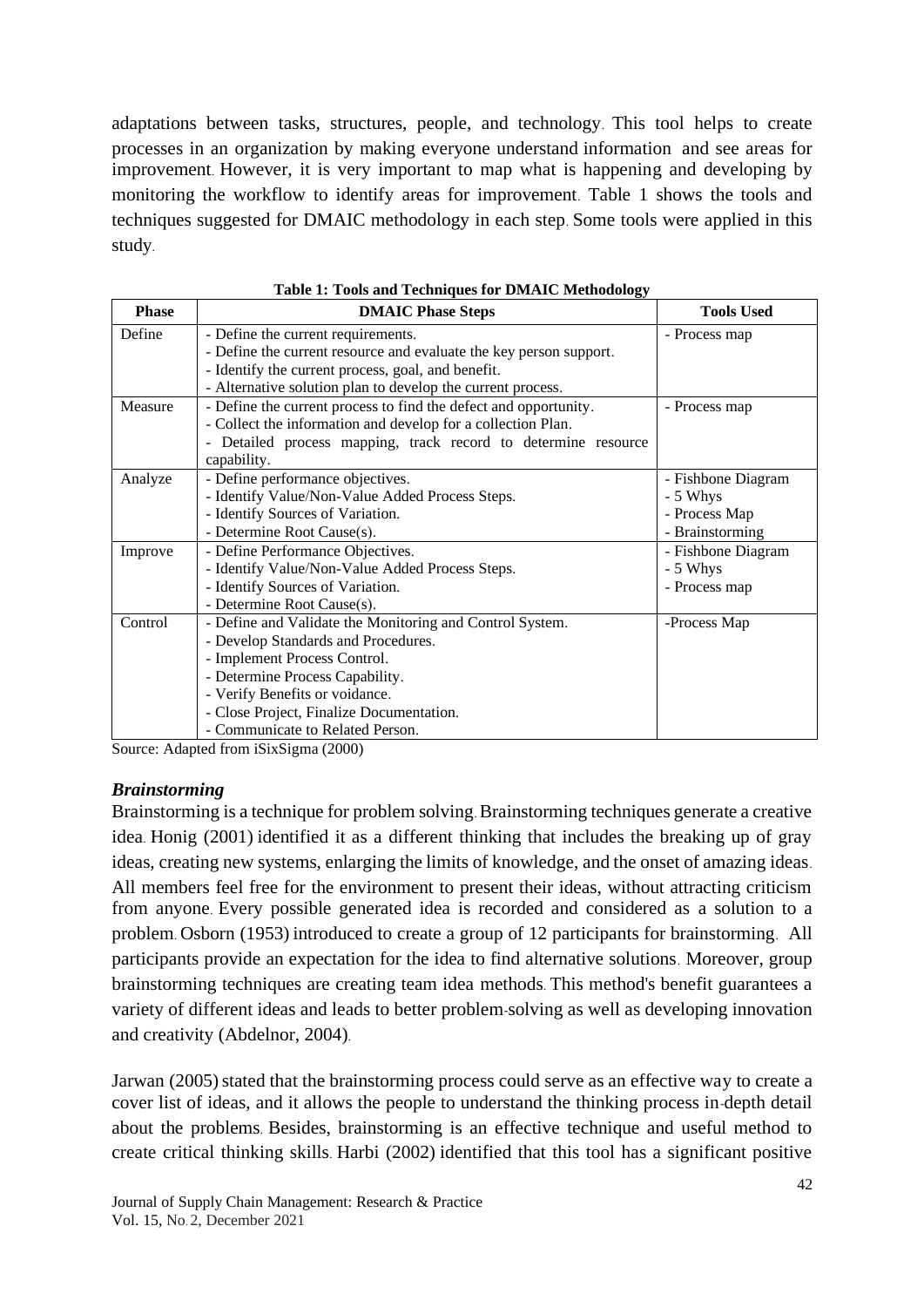adaptations between tasks, structures, people, and technology. This tool helps to create processes in an organization by making everyone understand information and see areas for improvement. However, it is very important to map what is happening and developing by monitoring the workflow to identify areas for improvement. Table 1 shows the tools and techniques suggested for DMAIC methodology in each step. Some tools were applied in this study.

**Table 1: Tools and Techniques for DMAIC Methodology**

| Phase | DMAIC Phase Steps | Tools Used |
|---|---|---|
| Define | - Define the current requirements.<br>- Define the current resource and evaluate the key person support.<br>- Identify the current process, goal, and benefit.<br>- Alternative solution plan to develop the current process. | - Process map |
| Measure | - Define the current process to find the defect and opportunity.<br>- Collect the information and develop for a collection Plan.<br>- Detailed process mapping, track record to determine resource capability. | - Process map |
| Analyze | - Define performance objectives.<br>- Identify Value/Non-Value Added Process Steps.<br>- Identify Sources of Variation.<br>- Determine Root Cause(s). | - Fishbone Diagram<br>- 5 Whys<br>- Process Map<br>- Brainstorming |
| Improve | - Define Performance Objectives.<br>- Identify Value/Non-Value Added Process Steps.<br>- Identify Sources of Variation.<br>- Determine Root Cause(s). | - Fishbone Diagram<br>- 5 Whys<br>- Process map |
| Control | - Define and Validate the Monitoring and Control System.<br>- Develop Standards and Procedures.<br>- Implement Process Control.<br>- Determine Process Capability.<br>- Verify Benefits or voidance.<br>- Close Project, Finalize Documentation.<br>- Communicate to Related Person. | -Process Map |

Source: Adapted from iSixSigma (2000)

### *Brainstorming*

Brainstorming is a technique for problem solving. Brainstorming techniques generate a creative idea. Honig (2001) identified it as a different thinking that includes the breaking up of gray ideas, creating new systems, enlarging the limits of knowledge, and the onset of amazing ideas. All members feel free for the environment to present their ideas, without attracting criticism from anyone. Every possible generated idea is recorded and considered as a solution to a problem. Osborn (1953) introduced to create a group of 12 participants for brainstorming. All participants provide an expectation for the idea to find alternative solutions. Moreover, group brainstorming techniques are creating team idea methods. This method's benefit guarantees a variety of different ideas and leads to better problem-solving as well as developing innovation and creativity (Abdelnor, 2004).

Jarwan (2005) stated that the brainstorming process could serve as an effective way to create a cover list of ideas, and it allows the people to understand the thinking process in-depth detail about the problems. Besides, brainstorming is an effective technique and useful method to create critical thinking skills. Harbi (2002) identified that this tool has a significant positive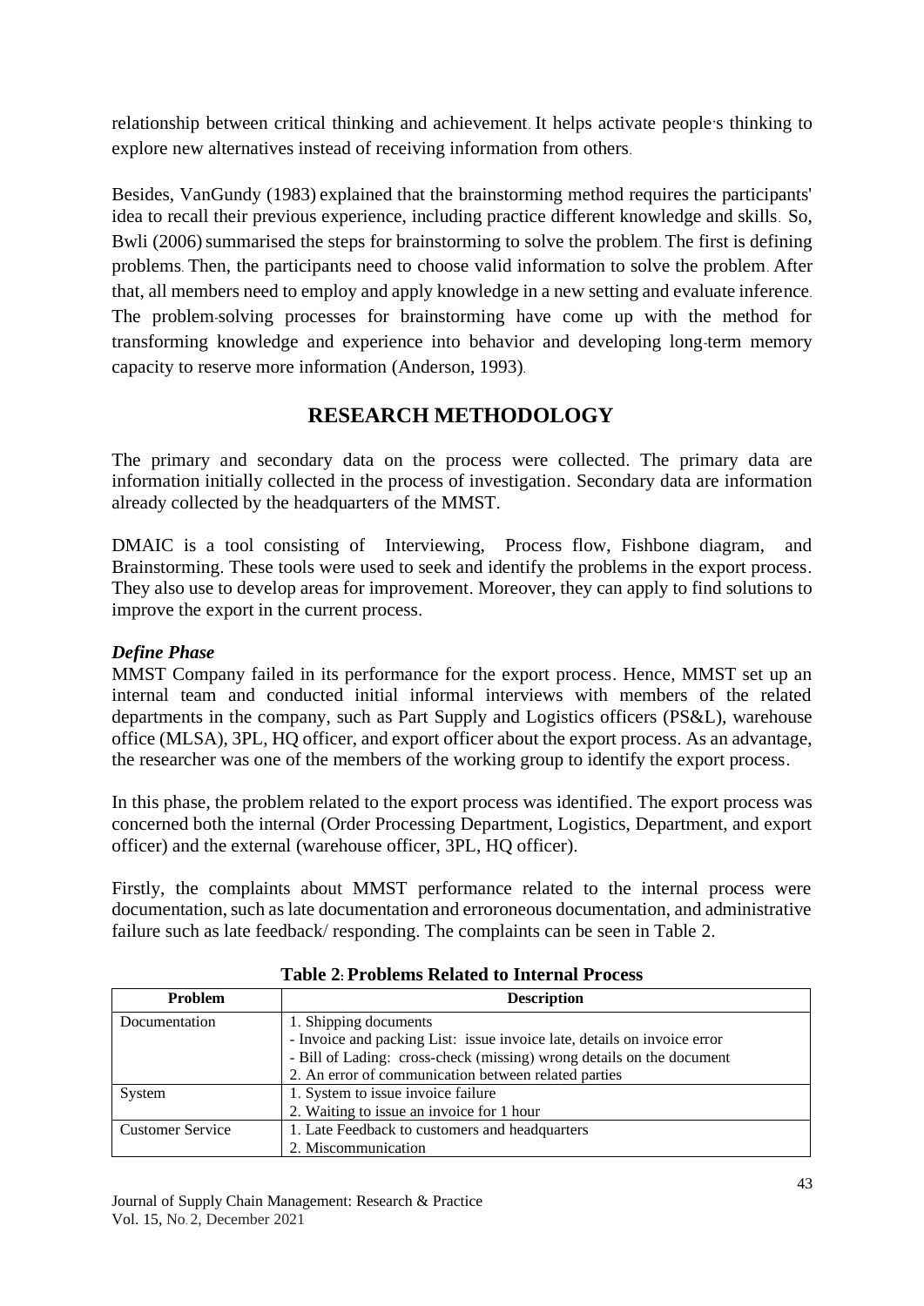relationship between critical thinking and achievement. It helps activate people's thinking to explore new alternatives instead of receiving information from others.

Besides, VanGundy (1983) explained that the brainstorming method requires the participants' idea to recall their previous experience, including practice different knowledge and skills. So, Bwli (2006) summarised the steps for brainstorming to solve the problem. The first is defining problems. Then, the participants need to choose valid information to solve the problem. After that, all members need to employ and apply knowledge in a new setting and evaluate inference. The problem-solving processes for brainstorming have come up with the method for transforming knowledge and experience into behavior and developing long-term memory capacity to reserve more information (Anderson, 1993).

## RESEARCH METHODOLOGY

The primary and secondary data on the process were collected. The primary data are information initially collected in the process of investigation. Secondary data are information already collected by the headquarters of the MMST.

DMAIC is a tool consisting of Interviewing, Process flow, Fishbone diagram, and Brainstorming. These tools were used to seek and identify the problems in the export process. They also use to develop areas for improvement. Moreover, they can apply to find solutions to improve the export in the current process.

### *Define Phase*

MMST Company failed in its performance for the export process. Hence, MMST set up an internal team and conducted initial informal interviews with members of the related departments in the company, such as Part Supply and Logistics officers (PS&L), warehouse office (MLSA), 3PL, HQ officer, and export officer about the export process. As an advantage, the researcher was one of the members of the working group to identify the export process.

In this phase, the problem related to the export process was identified. The export process was concerned both the internal (Order Processing Department, Logistics, Department, and export officer) and the external (warehouse officer, 3PL, HQ officer).

Firstly, the complaints about MMST performance related to the internal process were documentation, such as late documentation and erroroneous documentation, and administrative failure such as late feedback/ responding. The complaints can be seen in Table 2.

**Table 2: Problems Related to Internal Process**

| Problem | Description |
|---|---|
| Documentation | 1. Shipping documents<br>- Invoice and packing List: issue invoice late, details on invoice error<br>- Bill of Lading: cross-check (missing) wrong details on the document<br>2. An error of communication between related parties |
| System | 1. System to issue invoice failure<br>2. Waiting to issue an invoice for 1 hour |
| Customer Service | 1. Late Feedback to customers and headquarters<br>2. Miscommunication |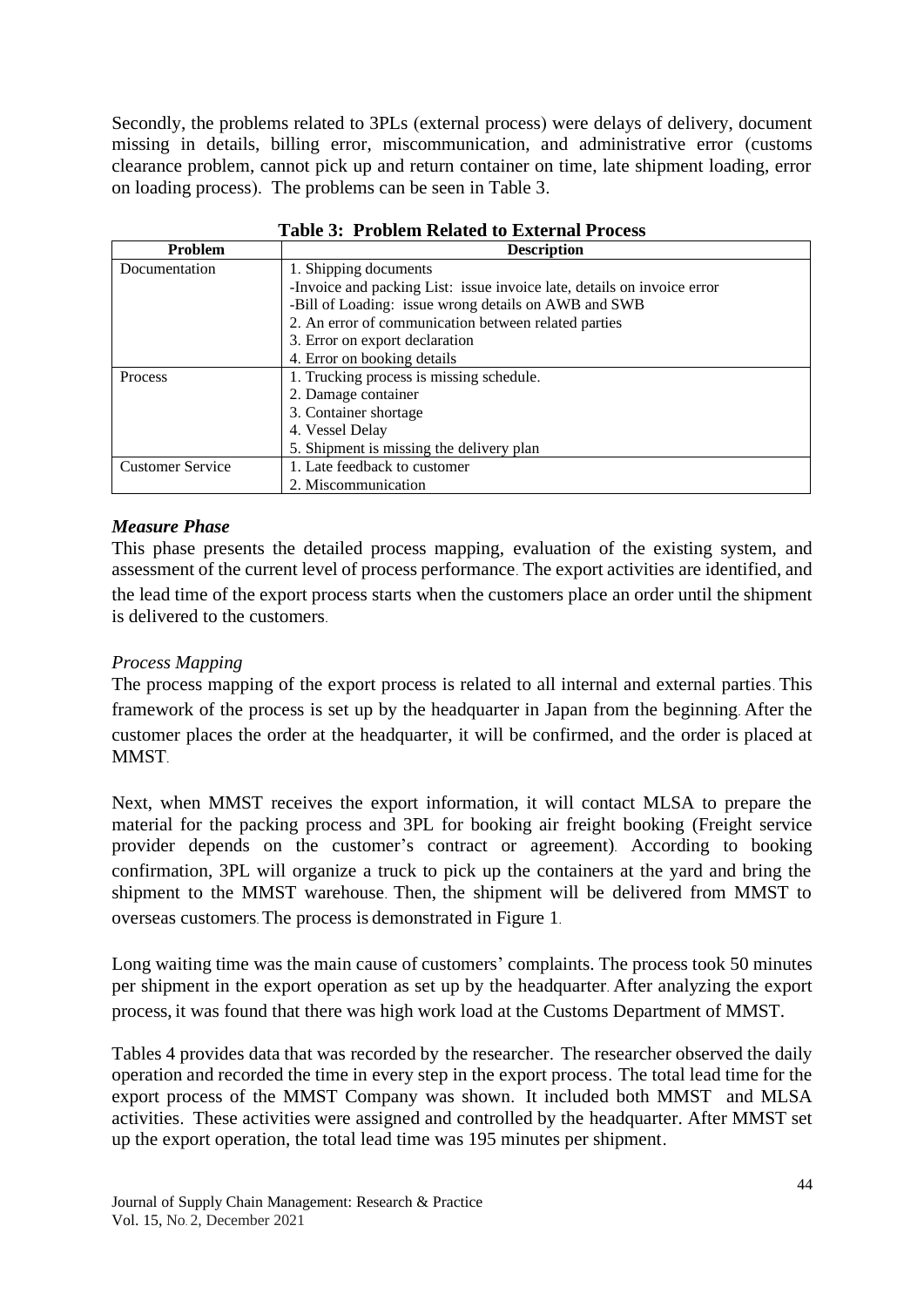Secondly, the problems related to 3PLs (external process) were delays of delivery, document missing in details, billing error, miscommunication, and administrative error (customs clearance problem, cannot pick up and return container on time, late shipment loading, error on loading process). The problems can be seen in Table 3.

**Table 3: Problem Related to External Process**

| Problem | Description |
|---|---|
| Documentation | 1. Shipping documents<br>-Invoice and packing List: issue invoice late, details on invoice error<br>-Bill of Loading: issue wrong details on AWB and SWB<br>2. An error of communication between related parties<br>3. Error on export declaration<br>4. Error on booking details |
| Process | 1. Trucking process is missing schedule.<br>2. Damage container<br>3. Container shortage<br>4. Vessel Delay<br>5. Shipment is missing the delivery plan |
| Customer Service | 1. Late feedback to customer<br>2. Miscommunication |

### *Measure Phase*

This phase presents the detailed process mapping, evaluation of the existing system, and assessment of the current level of process performance. The export activities are identified, and the lead time of the export process starts when the customers place an order until the shipment is delivered to the customers.

#### *Process Mapping*

The process mapping of the export process is related to all internal and external parties. This framework of the process is set up by the headquarter in Japan from the beginning. After the customer places the order at the headquarter, it will be confirmed, and the order is placed at MMST.

Next, when MMST receives the export information, it will contact MLSA to prepare the material for the packing process and 3PL for booking air freight booking (Freight service provider depends on the customer's contract or agreement). According to booking confirmation, 3PL will organize a truck to pick up the containers at the yard and bring the shipment to the MMST warehouse. Then, the shipment will be delivered from MMST to overseas customers. The process is demonstrated in Figure 1.

Long waiting time was the main cause of customers' complaints. The process took 50 minutes per shipment in the export operation as set up by the headquarter. After analyzing the export process, it was found that there was high work load at the Customs Department of MMST.

Tables 4 provides data that was recorded by the researcher. The researcher observed the daily operation and recorded the time in every step in the export process. The total lead time for the export process of the MMST Company was shown. It included both MMST and MLSA activities. These activities were assigned and controlled by the headquarter. After MMST set up the export operation, the total lead time was 195 minutes per shipment.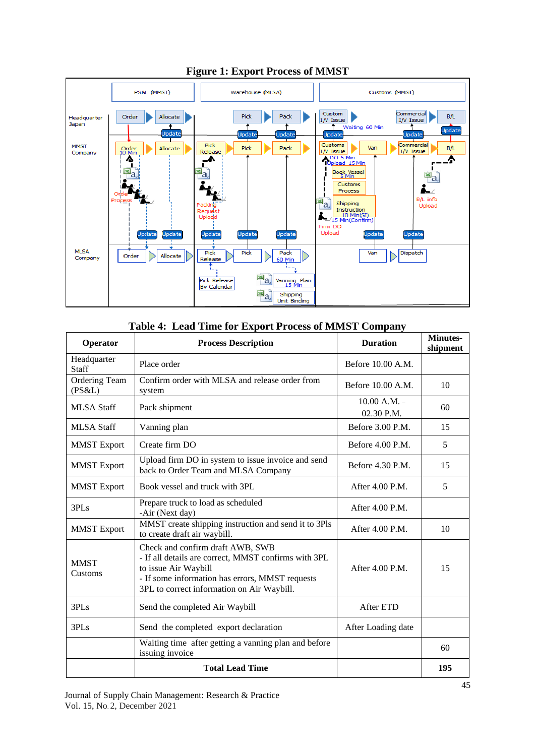**Figure 1: Export Process of MMST**

**Table 4: Lead Time for Export Process of MMST Company**

| Operator | Process Description | Duration | Minutes-shipment |
|---|---|---|---|
| Headquarter Staff | Place order | Before 10.00 A.M. | |
| Ordering Team (PS&L) | Confirm order with MLSA and release order from system | Before 10.00 A.M. | 10 |
| MLSA Staff | Pack shipment | 10.00 A.M. – 02.30 P.M. | 60 |
| MLSA Staff | Vanning plan | Before 3.00 P.M. | 15 |
| MMST Export | Create firm DO | Before 4.00 P.M. | 5 |
| MMST Export | Upload firm DO in system to issue invoice and send back to Order Team and MLSA Company | Before 4.30 P.M. | 15 |
| MMST Export | Book vessel and truck with 3PL | After 4.00 P.M. | 5 |
| 3PLs | Prepare truck to load as scheduled<br>-Air (Next day) | After 4.00 P.M. | |
| MMST Export | MMST create shipping instruction and send it to 3Pls to create draft air waybill. | After 4.00 P.M. | 10 |
| MMST Customs | Check and confirm draft AWB, SWB<br>- If all details are correct, MMST confirms with 3PL to issue Air Waybill<br>- If some information has errors, MMST requests 3PL to correct information on Air Waybill. | After 4.00 P.M. | 15 |
| 3PLs | Send the completed Air Waybill | After ETD | |
| 3PLs | Send the completed export declaration | After Loading date | |
| | Waiting time after getting a vanning plan and before issuing invoice | | 60 |
| | **Total Lead Time** | | **195** |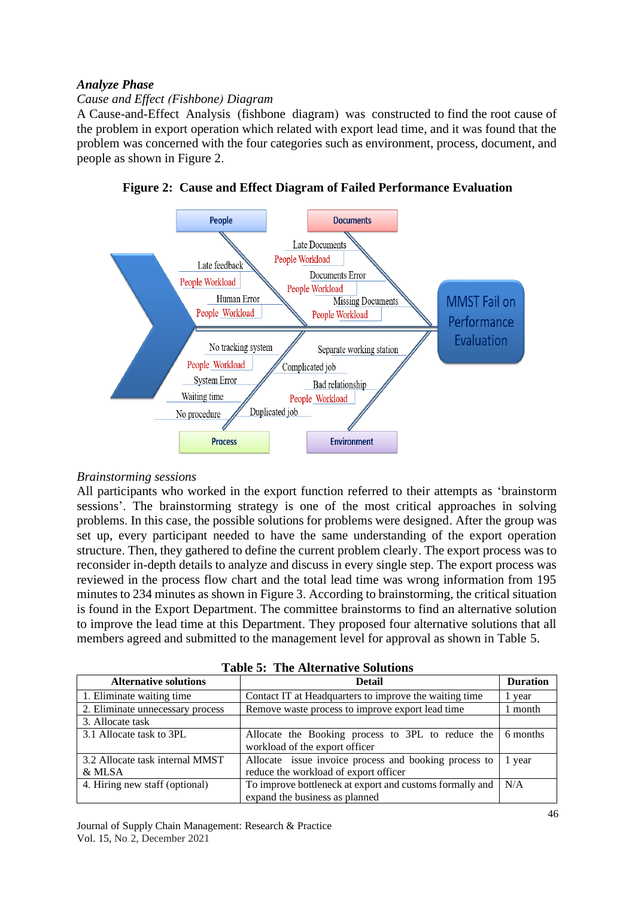***Analyze Phase***

*Cause and Effect (Fishbone) Diagram*

A Cause-and-Effect Analysis (fishbone diagram) was constructed to find the root cause of the problem in export operation which related with export lead time, and it was found that the problem was concerned with the four categories such as environment, process, document, and people as shown in Figure 2.

**Figure 2: Cause and Effect Diagram of Failed Performance Evaluation**

People
- Late feedback
- People Workload
- Human Error
- People Workload

Documents
- Late Documents
- People Workload
- Documents Error
- People Workload
- Missing Documents
- People Workload

Process
- No tracking system
- People Workload
- System Error
- Waiting time
- No procedure
- Complicated job
- Duplicated job

Environment
- Separate working station
- Bad relationship
- People Workload

MMST Fail on Performance Evaluation

*Brainstorming sessions*

All participants who worked in the export function referred to their attempts as 'brainstorm sessions'. The brainstorming strategy is one of the most critical approaches in solving problems. In this case, the possible solutions for problems were designed. After the group was set up, every participant needed to have the same understanding of the export operation structure. Then, they gathered to define the current problem clearly. The export process was to reconsider in-depth details to analyze and discuss in every single step. The export process was reviewed in the process flow chart and the total lead time was wrong information from 195 minutes to 234 minutes as shown in Figure 3. According to brainstorming, the critical situation is found in the Export Department. The committee brainstorms to find an alternative solution to improve the lead time at this Department. They proposed four alternative solutions that all members agreed and submitted to the management level for approval as shown in Table 5.

**Table 5: The Alternative Solutions**

| Alternative solutions | Detail | Duration |
|---|---|---|
| 1. Eliminate waiting time | Contact IT at Headquarters to improve the waiting time | 1 year |
| 2. Eliminate unnecessary process | Remove waste process to improve export lead time | 1 month |
| 3. Allocate task | | |
| 3.1 Allocate task to 3PL | Allocate the Booking process to 3PL to reduce the workload of the export officer | 6 months |
| 3.2 Allocate task internal MMST & MLSA | Allocate issue invoice process and booking process to reduce the workload of export officer | 1 year |
| 4. Hiring new staff (optional) | To improve bottleneck at export and customs formally and expand the business as planned | N/A |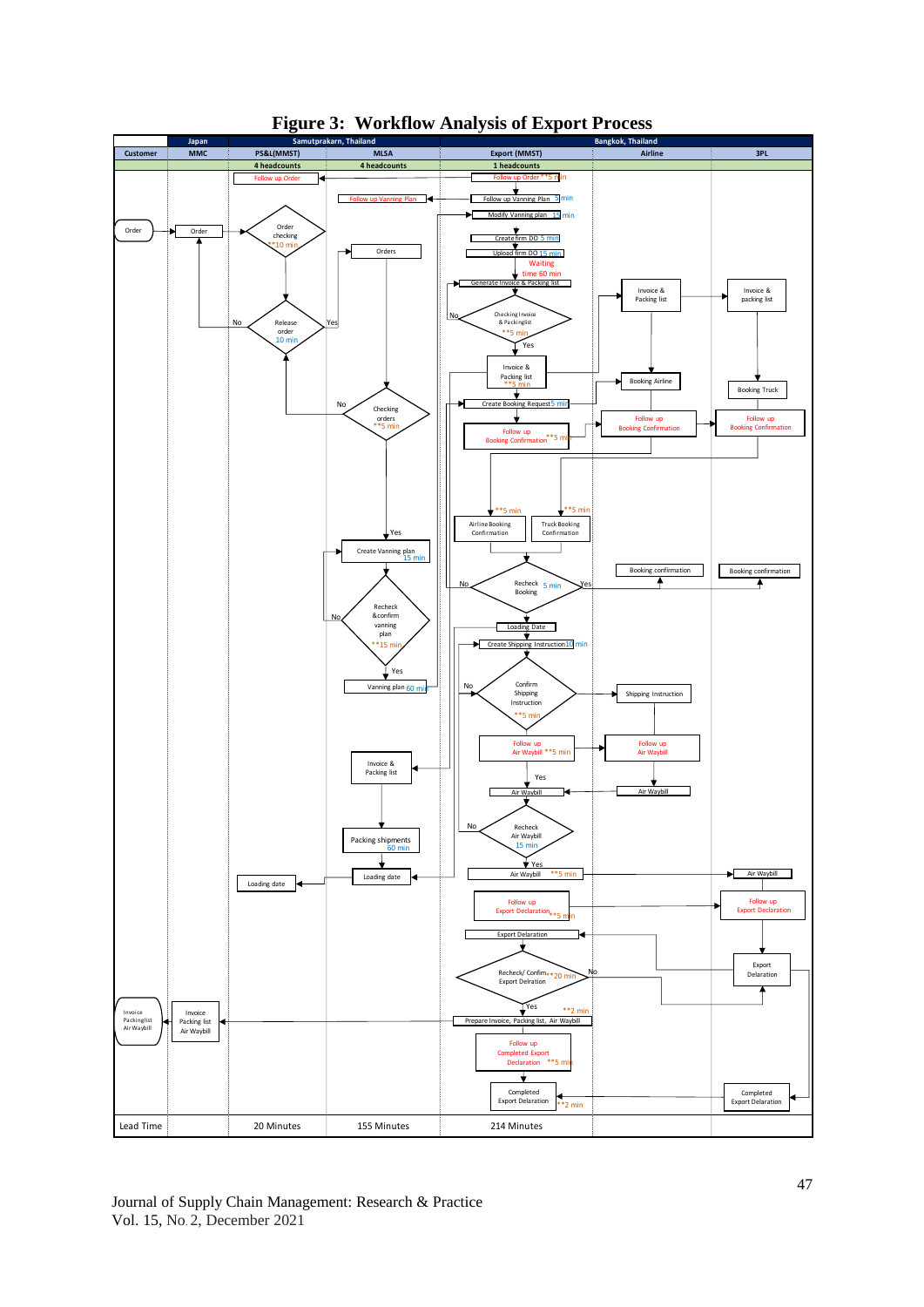**Figure 3: Workflow Analysis of Export Process**

| Customer | Japan | Samutprakarn, Thailand | | Bangkok, Thailand | | |
|---|---|---|---|---|---|---|
| Customer | MMC | PS&L(MMST) | MLSA | Export (MMST) | Airline | 3PL |
| | | 4 headcounts | 4 headcounts | 1 headcounts | | |
| Lead Time | | 20 Minutes | 155 Minutes | 214 Minutes | | |

**Customer:** Order; Invoice Packinglist Air Waybill

**MMC:** Order; Invoice Packing list Air Waybill

**PS&L(MMST):** Follow up Order; Order checking **10 min; Release order 10 min (No / Yes); Loading date

**MLSA:** Follow up Vanning Plan; Orders; Checking orders **5 min (No / Yes); Create Vanning plan 15 min; Recheck &confirm vanning plan **15 min (No / Yes); Vanning plan 60 min; Invoice & Packing list; Packing shipments 60 min; Loading date

**Export (MMST):** Follow up Order **5 min; Follow up Vanning Plan 5 min; Modify Vanning plan 15 min; Create firm DO 5 min; Upload firm DO 15 min; Waiting time 60 min; Generate Invoice & Packing list; Checking Invoice & Packinglist **5 min (No / Yes); Invoice & Packing list **5 min; Create Booking Request 5 min; Follow up Booking Confirmation **5 min; **5 min Airline Booking Confirmation; **5 min Truck Booking Confirmation; Recheck Booking 5 min (No / Yes); Loading Date; Create Shipping Instruction 10 min; Confirm Shipping Instruction **5 min (No); Follow up Air Waybill **5 min; Yes; Air Waybill; Recheck Air Waybill 15 min (No / Yes); Air Waybill **5 min; Follow up Export Declaration **5 min; Export Delaration; Recheck/ Confirm Export Delration **20 min (No / Yes); **2 min Prepare Invoice, Packing list, Air Waybill; Follow up Completed Export Declaration **5 min; Completed Export Delaration **2 min

**Airline:** Invoice & Packing list; Booking Airline; Follow up Booking Confirmation; Booking confirmation; Shipping Instruction; Follow up Air Waybill; Air Waybill

**3PL:** Invoice & packing list; Booking Truck; Follow up Booking Confirmation; Booking confirmation; Air Waybill; Follow up Export Declaration; Export Delaration; Completed Export Delaration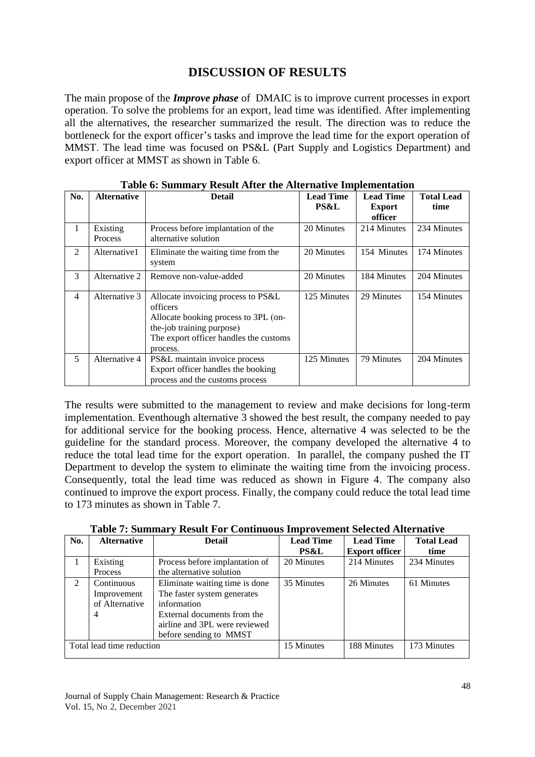# DISCUSSION OF RESULTS

The main propose of the ***Improve phase*** of DMAIC is to improve current processes in export operation. To solve the problems for an export, lead time was identified. After implementing all the alternatives, the researcher summarized the result. The direction was to reduce the bottleneck for the export officer's tasks and improve the lead time for the export operation of MMST. The lead time was focused on PS&L (Part Supply and Logistics Department) and export officer at MMST as shown in Table 6.

**Table 6: Summary Result After the Alternative Implementation**

| No. | Alternative | Detail | Lead Time PS&L | Lead Time Export officer | Total Lead time |
|---|---|---|---|---|---|
| 1 | Existing Process | Process before implantation of the alternative solution | 20 Minutes | 214 Minutes | 234 Minutes |
| 2 | Alternative1 | Eliminate the waiting time from the system | 20 Minutes | 154 Minutes | 174 Minutes |
| 3 | Alternative 2 | Remove non-value-added | 20 Minutes | 184 Minutes | 204 Minutes |
| 4 | Alternative 3 | Allocate invoicing process to PS&L officers<br>Allocate booking process to 3PL (on-the-job training purpose)<br>The export officer handles the customs process. | 125 Minutes | 29 Minutes | 154 Minutes |
| 5 | Alternative 4 | PS&L maintain invoice process<br>Export officer handles the booking process and the customs process | 125 Minutes | 79 Minutes | 204 Minutes |

The results were submitted to the management to review and make decisions for long-term implementation. Eventhough alternative 3 showed the best result, the company needed to pay for additional service for the booking process. Hence, alternative 4 was selected to be the guideline for the standard process. Moreover, the company developed the alternative 4 to reduce the total lead time for the export operation. In parallel, the company pushed the IT Department to develop the system to eliminate the waiting time from the invoicing process. Consequently, total the lead time was reduced as shown in Figure 4. The company also continued to improve the export process. Finally, the company could reduce the total lead time to 173 minutes as shown in Table 7.

**Table 7: Summary Result For Continuous Improvement Selected Alternative**

| No. | Alternative | Detail | Lead Time PS&L | Lead Time Export officer | Total Lead time |
|---|---|---|---|---|---|
| 1 | Existing Process | Process before implantation of the alternative solution | 20 Minutes | 214 Minutes | 234 Minutes |
| 2 | Continuous Improvement of Alternative 4 | Eliminate waiting time is done<br>The faster system generates information<br>External documents from the airline and 3PL were reviewed before sending to MMST | 35 Minutes | 26 Minutes | 61 Minutes |
| Total lead time reduction | | | 15 Minutes | 188 Minutes | 173 Minutes |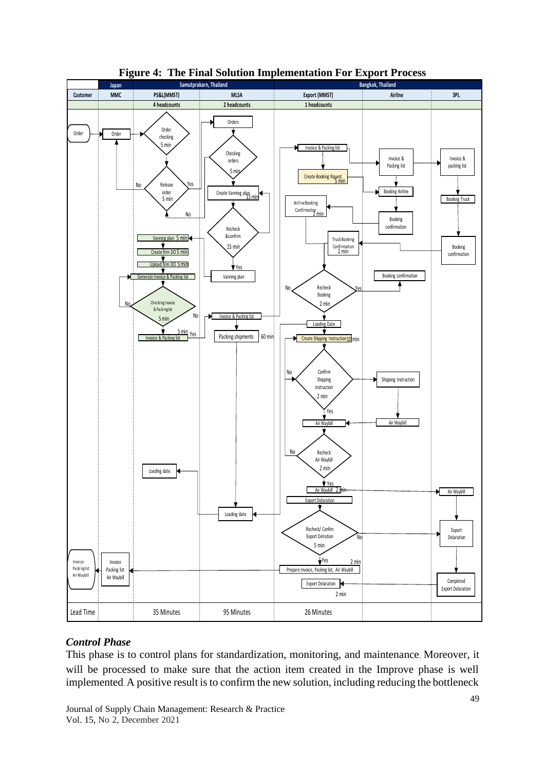**Figure 4: The Final Solution Implementation For Export Process**

### *Control Phase*

This phase is to control plans for standardization, monitoring, and maintenance. Moreover, it will be processed to make sure that the action item created in the Improve phase is well implemented. A positive result is to confirm the new solution, including reducing the bottleneck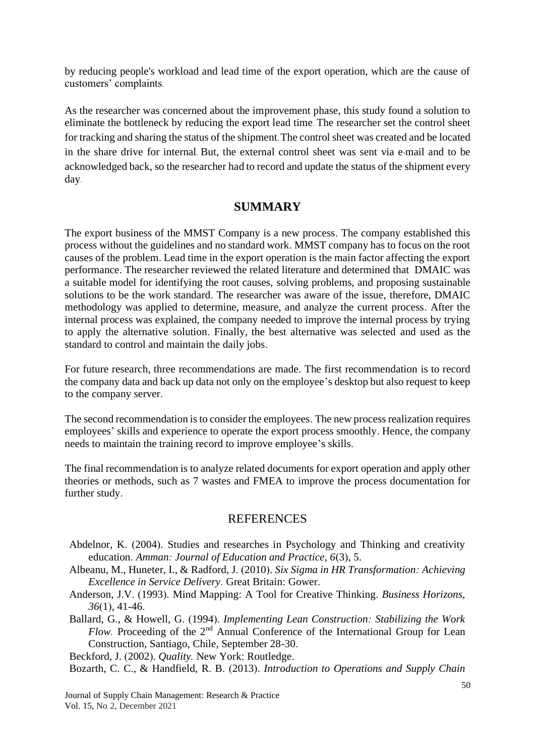by reducing people's workload and lead time of the export operation, which are the cause of customers' complaints.

As the researcher was concerned about the improvement phase, this study found a solution to eliminate the bottleneck by reducing the export lead time. The researcher set the control sheet for tracking and sharing the status of the shipment. The control sheet was created and be located in the share drive for internal. But, the external control sheet was sent via e-mail and to be acknowledged back, so the researcher had to record and update the status of the shipment every day.

## SUMMARY

The export business of the MMST Company is a new process. The company established this process without the guidelines and no standard work. MMST company has to focus on the root causes of the problem. Lead time in the export operation is the main factor affecting the export performance. The researcher reviewed the related literature and determined that DMAIC was a suitable model for identifying the root causes, solving problems, and proposing sustainable solutions to be the work standard. The researcher was aware of the issue, therefore, DMAIC methodology was applied to determine, measure, and analyze the current process. After the internal process was explained, the company needed to improve the internal process by trying to apply the alternative solution. Finally, the best alternative was selected and used as the standard to control and maintain the daily jobs.

For future research, three recommendations are made. The first recommendation is to record the company data and back up data not only on the employee's desktop but also request to keep to the company server.

The second recommendation is to consider the employees. The new process realization requires employees' skills and experience to operate the export process smoothly. Hence, the company needs to maintain the training record to improve employee's skills.

The final recommendation is to analyze related documents for export operation and apply other theories or methods, such as 7 wastes and FMEA to improve the process documentation for further study.

## REFERENCES

Abdelnor, K. (2004). Studies and researches in Psychology and Thinking and creativity education. *Amman: Journal of Education and Practice*, *6*(3), 5.

Albeanu, M., Huneter, I., & Radford, J. (2010). *Six Sigma in HR Transformation: Achieving Excellence in Service Delivery*. Great Britain: Gower.

Anderson, J.V. (1993). Mind Mapping: A Tool for Creative Thinking. *Business Horizons, 36*(1), 41-46.

Ballard, G., & Howell, G. (1994). *Implementing Lean Construction: Stabilizing the Work Flow.* Proceeding of the 2nd Annual Conference of the International Group for Lean Construction, Santiago, Chile, September 28-30.

Beckford, J. (2002). *Quality.* New York: Routledge.

Bozarth, C. C., & Handfield, R. B. (2013). *Introduction to Operations and Supply Chain*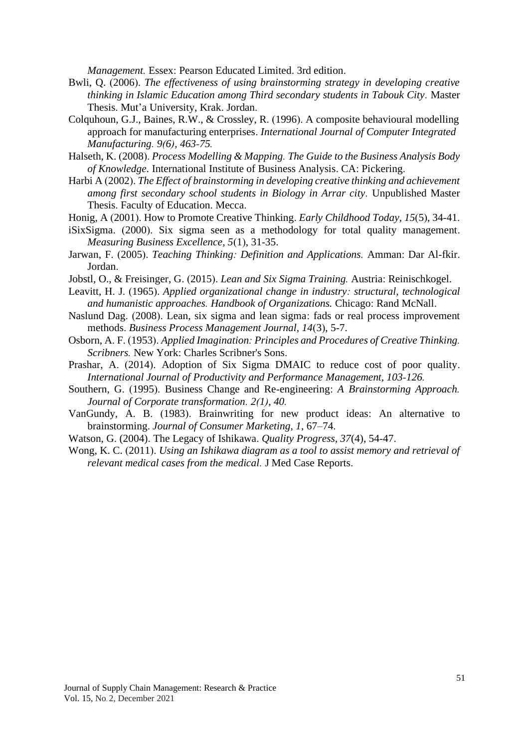*Management.* Essex: Pearson Educated Limited. 3rd edition.

Bwli, Q. (2006). *The effectiveness of using brainstorming strategy in developing creative thinking in Islamic Education among Third secondary students in Tabouk City*. Master Thesis. Mut'a University, Krak. Jordan.

Colquhoun, G.J., Baines, R.W., & Crossley, R. (1996). A composite behavioural modelling approach for manufacturing enterprises. *International Journal of Computer Integrated Manufacturing. 9(6), 463-75.*

Halseth, K. (2008). *Process Modelling & Mapping. The Guide to the Business Analysis Body of Knowledge.* International Institute of Business Analysis. CA: Pickering.

Harbi A (2002). *The Effect of brainstorming in developing creative thinking and achievement among first secondary school students in Biology in Arrar city*. Unpublished Master Thesis. Faculty of Education. Mecca.

Honig, A (2001). How to Promote Creative Thinking. *Early Childhood Today, 15*(5), 34-41.

iSixSigma. (2000). Six sigma seen as a methodology for total quality management. *Measuring Business Excellence, 5*(1), 31-35.

Jarwan, F. (2005). *Teaching Thinking: Definition and Applications.* Amman: Dar Al-fkir. Jordan.

Jobstl, O., & Freisinger, G. (2015). *Lean and Six Sigma Training.* Austria: Reinischkogel.

Leavitt, H. J. (1965). *Applied organizational change in industry: structural, technological and humanistic approaches. Handbook of Organizations.* Chicago: Rand McNall.

Naslund Dag. (2008). Lean, six sigma and lean sigma: fads or real process improvement methods. *Business Process Management Journal, 14*(3), 5-7.

Osborn, A. F. (1953). *Applied Imagination: Principles and Procedures of Creative Thinking. Scribners.* New York: Charles Scribner's Sons.

Prashar, A. (2014). Adoption of Six Sigma DMAIC to reduce cost of poor quality. *International Journal of Productivity and Performance Management, 103-126.*

Southern, G. (1995). Business Change and Re-engineering: *A Brainstorming Approach. Journal of Corporate transformation. 2(1), 40.*

VanGundy, A. B. (1983). Brainwriting for new product ideas: An alternative to brainstorming. *Journal of Consumer Marketing, 1*, 67–74.

Watson, G. (2004). The Legacy of Ishikawa. *Quality Progress, 37*(4), 54-47.

Wong, K. C. (2011). *Using an Ishikawa diagram as a tool to assist memory and retrieval of relevant medical cases from the medical.* J Med Case Reports.